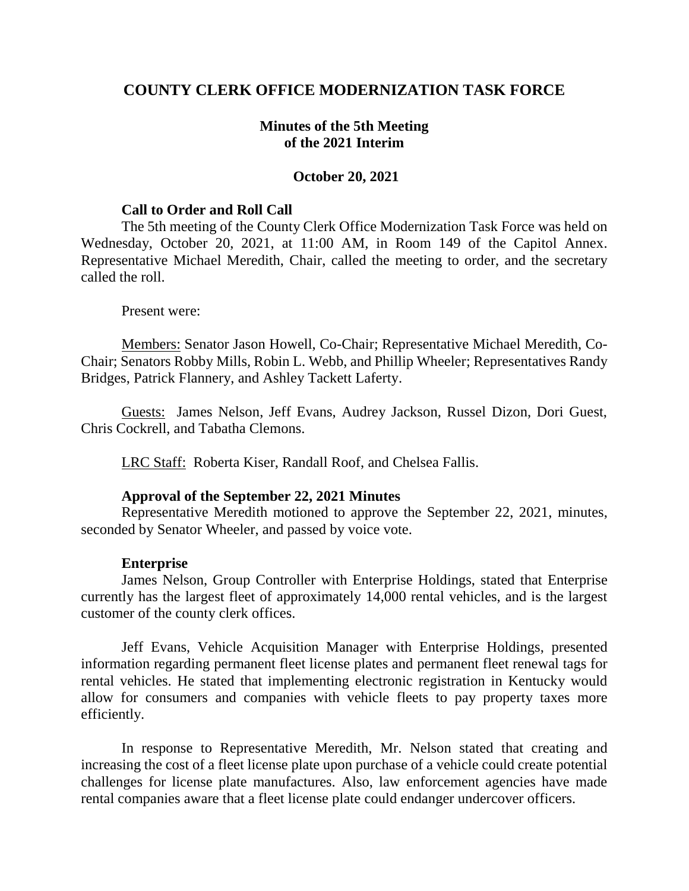# COUNTY CLERK OFFICE MODERNIZATION TASK FORCE

## Minutes of the 5th Meeting of the 2021 Interim

### October 20, 2021

**Call to Order and Roll Call**

The 5th meeting of the County Clerk Office Modernization Task Force was held on Wednesday, October 20, 2021, at 11:00 AM, in Room 149 of the Capitol Annex. Representative Michael Meredith, Chair, called the meeting to order, and the secretary called the roll.

Present were:

Members: Senator Jason Howell, Co-Chair; Representative Michael Meredith, Co-Chair; Senators Robby Mills, Robin L. Webb, and Phillip Wheeler; Representatives Randy Bridges, Patrick Flannery, and Ashley Tackett Laferty.

Guests: James Nelson, Jeff Evans, Audrey Jackson, Russel Dizon, Dori Guest, Chris Cockrell, and Tabatha Clemons.

LRC Staff: Roberta Kiser, Randall Roof, and Chelsea Fallis.

**Approval of the September 22, 2021 Minutes**

Representative Meredith motioned to approve the September 22, 2021, minutes, seconded by Senator Wheeler, and passed by voice vote.

**Enterprise**

James Nelson, Group Controller with Enterprise Holdings, stated that Enterprise currently has the largest fleet of approximately 14,000 rental vehicles, and is the largest customer of the county clerk offices.

Jeff Evans, Vehicle Acquisition Manager with Enterprise Holdings, presented information regarding permanent fleet license plates and permanent fleet renewal tags for rental vehicles. He stated that implementing electronic registration in Kentucky would allow for consumers and companies with vehicle fleets to pay property taxes more efficiently.

In response to Representative Meredith, Mr. Nelson stated that creating and increasing the cost of a fleet license plate upon purchase of a vehicle could create potential challenges for license plate manufactures. Also, law enforcement agencies have made rental companies aware that a fleet license plate could endanger undercover officers.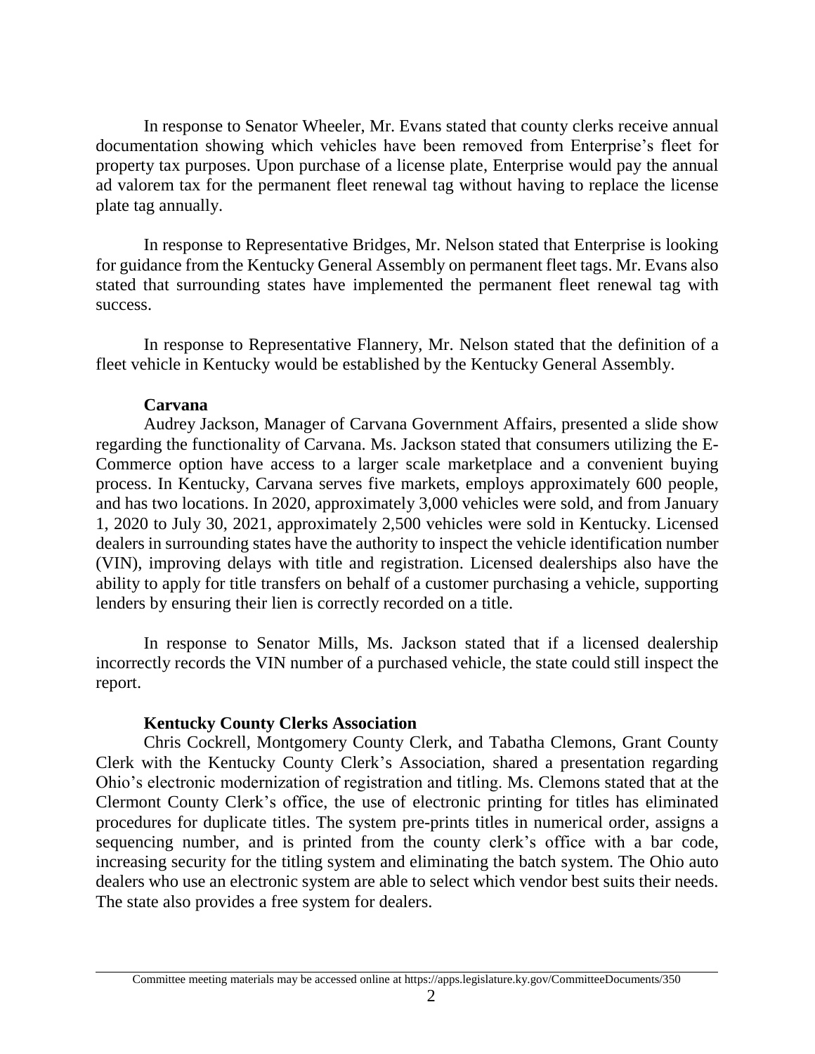In response to Senator Wheeler, Mr. Evans stated that county clerks receive annual documentation showing which vehicles have been removed from Enterprise's fleet for property tax purposes. Upon purchase of a license plate, Enterprise would pay the annual ad valorem tax for the permanent fleet renewal tag without having to replace the license plate tag annually.

In response to Representative Bridges, Mr. Nelson stated that Enterprise is looking for guidance from the Kentucky General Assembly on permanent fleet tags. Mr. Evans also stated that surrounding states have implemented the permanent fleet renewal tag with success.

In response to Representative Flannery, Mr. Nelson stated that the definition of a fleet vehicle in Kentucky would be established by the Kentucky General Assembly.

**Carvana**

Audrey Jackson, Manager of Carvana Government Affairs, presented a slide show regarding the functionality of Carvana. Ms. Jackson stated that consumers utilizing the E-Commerce option have access to a larger scale marketplace and a convenient buying process. In Kentucky, Carvana serves five markets, employs approximately 600 people, and has two locations. In 2020, approximately 3,000 vehicles were sold, and from January 1, 2020 to July 30, 2021, approximately 2,500 vehicles were sold in Kentucky. Licensed dealers in surrounding states have the authority to inspect the vehicle identification number (VIN), improving delays with title and registration. Licensed dealerships also have the ability to apply for title transfers on behalf of a customer purchasing a vehicle, supporting lenders by ensuring their lien is correctly recorded on a title.

In response to Senator Mills, Ms. Jackson stated that if a licensed dealership incorrectly records the VIN number of a purchased vehicle, the state could still inspect the report.

**Kentucky County Clerks Association**

Chris Cockrell, Montgomery County Clerk, and Tabatha Clemons, Grant County Clerk with the Kentucky County Clerk's Association, shared a presentation regarding Ohio's electronic modernization of registration and titling. Ms. Clemons stated that at the Clermont County Clerk's office, the use of electronic printing for titles has eliminated procedures for duplicate titles. The system pre-prints titles in numerical order, assigns a sequencing number, and is printed from the county clerk's office with a bar code, increasing security for the titling system and eliminating the batch system. The Ohio auto dealers who use an electronic system are able to select which vendor best suits their needs. The state also provides a free system for dealers.

Committee meeting materials may be accessed online at https://apps.legislature.ky.gov/CommitteeDocuments/350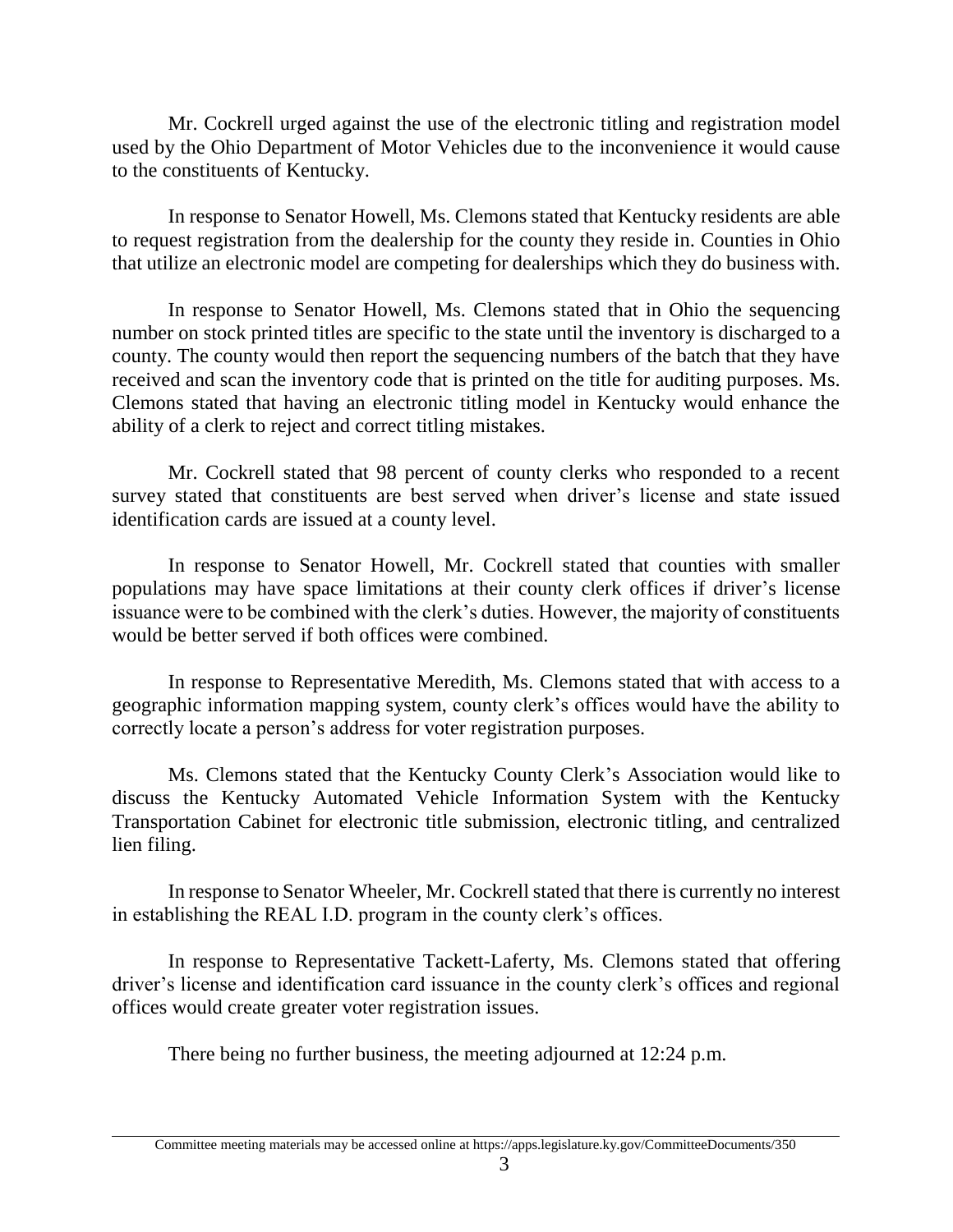Mr. Cockrell urged against the use of the electronic titling and registration model used by the Ohio Department of Motor Vehicles due to the inconvenience it would cause to the constituents of Kentucky.

In response to Senator Howell, Ms. Clemons stated that Kentucky residents are able to request registration from the dealership for the county they reside in. Counties in Ohio that utilize an electronic model are competing for dealerships which they do business with.

In response to Senator Howell, Ms. Clemons stated that in Ohio the sequencing number on stock printed titles are specific to the state until the inventory is discharged to a county. The county would then report the sequencing numbers of the batch that they have received and scan the inventory code that is printed on the title for auditing purposes. Ms. Clemons stated that having an electronic titling model in Kentucky would enhance the ability of a clerk to reject and correct titling mistakes.

Mr. Cockrell stated that 98 percent of county clerks who responded to a recent survey stated that constituents are best served when driver's license and state issued identification cards are issued at a county level.

In response to Senator Howell, Mr. Cockrell stated that counties with smaller populations may have space limitations at their county clerk offices if driver's license issuance were to be combined with the clerk's duties. However, the majority of constituents would be better served if both offices were combined.

In response to Representative Meredith, Ms. Clemons stated that with access to a geographic information mapping system, county clerk's offices would have the ability to correctly locate a person's address for voter registration purposes.

Ms. Clemons stated that the Kentucky County Clerk's Association would like to discuss the Kentucky Automated Vehicle Information System with the Kentucky Transportation Cabinet for electronic title submission, electronic titling, and centralized lien filing.

In response to Senator Wheeler, Mr. Cockrell stated that there is currently no interest in establishing the REAL I.D. program in the county clerk's offices.

In response to Representative Tackett-Laferty, Ms. Clemons stated that offering driver's license and identification card issuance in the county clerk's offices and regional offices would create greater voter registration issues.

There being no further business, the meeting adjourned at 12:24 p.m.

Committee meeting materials may be accessed online at https://apps.legislature.ky.gov/CommitteeDocuments/350